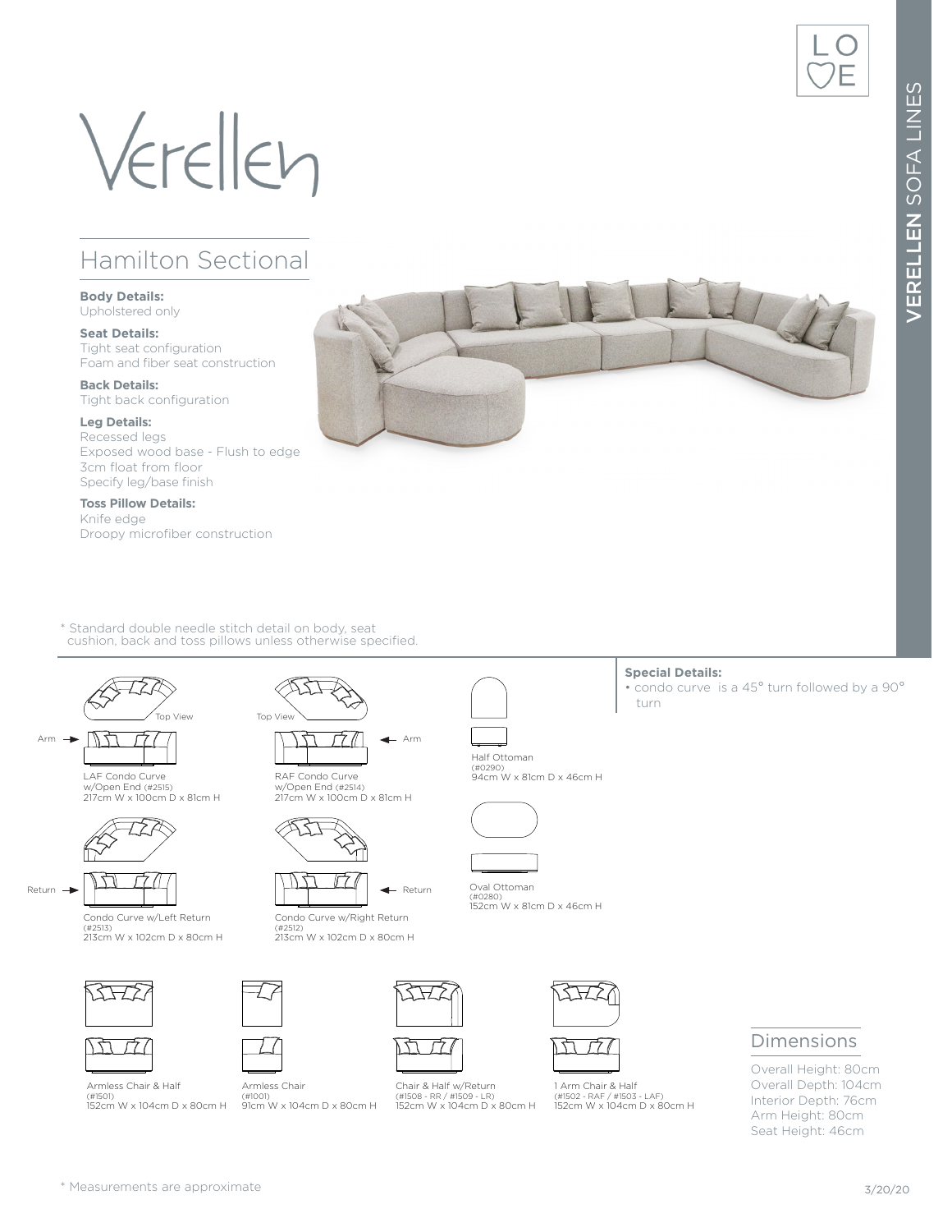# Verellen

VERELLEN SOFA LINES

## Hamilton Sectional

**Body Details:**
Upholstered only

**Seat Details:**
Tight seat configuration
Foam and fiber seat construction

**Back Details:**
Tight back configuration

**Leg Details:**
Recessed legs
Exposed wood base - Flush to edge
3cm float from floor
Specify leg/base finish

**Toss Pillow Details:**
Knife edge
Droopy microfiber construction

\* Standard double needle stitch detail on body, seat cushion, back and toss pillows unless otherwise specified.

**Special Details:**
- condo curve is a 45° turn followed by a 90° turn

Top View — Arm

LAF Condo Curve w/Open End (#2515)
217cm W x 100cm D x 81cm H

Top View — Arm

RAF Condo Curve w/Open End (#2514)
217cm W x 100cm D x 81cm H

Half Ottoman (#0290)
94cm W x 81cm D x 46cm H

Return

Condo Curve w/Left Return (#2513)
213cm W x 102cm D x 80cm H

Return

Condo Curve w/Right Return (#2512)
213cm W x 102cm D x 80cm H

Oval Ottoman (#0280)
152cm W x 81cm D x 46cm H

Armless Chair & Half (#1501)
152cm W x 104cm D x 80cm H

Armless Chair (#1001)
91cm W x 104cm D x 80cm H

Chair & Half w/Return (#1508 - RR / #1509 - LR)
152cm W x 104cm D x 80cm H

1 Arm Chair & Half (#1502 - RAF / #1503 - LAF)
152cm W x 104cm D x 80cm H

## Dimensions

Overall Height: 80cm
Overall Depth: 104cm
Interior Depth: 76cm
Arm Height: 80cm
Seat Height: 46cm

\* Measurements are approximate

3/20/20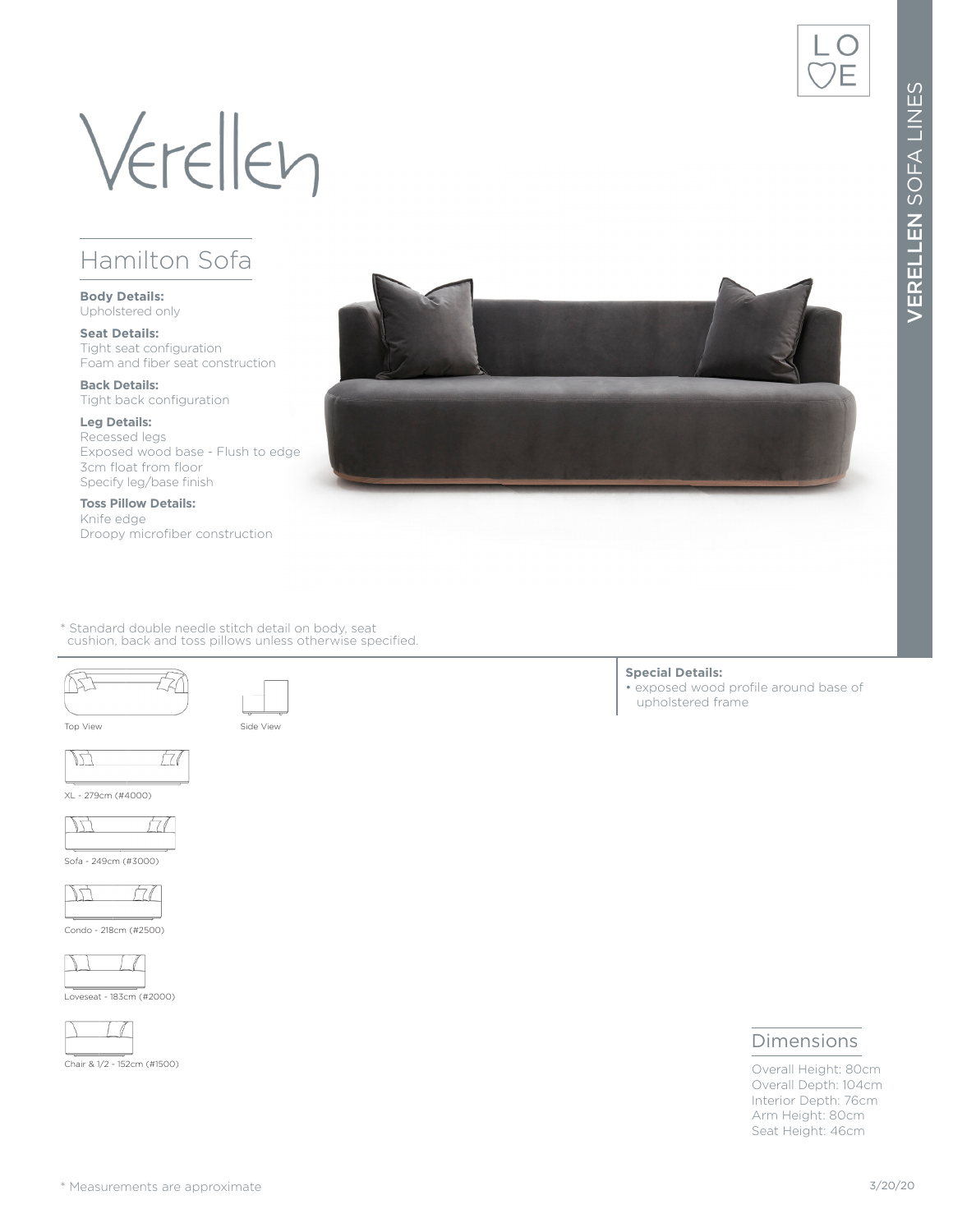Verellen

## Hamilton Sofa

**Body Details:**
Upholstered only

**Seat Details:**
Tight seat configuration
Foam and fiber seat construction

**Back Details:**
Tight back configuration

**Leg Details:**
Recessed legs
Exposed wood base - Flush to edge
3cm float from floor
Specify leg/base finish

**Toss Pillow Details:**
Knife edge
Droopy microfiber construction

* Standard double needle stitch detail on body, seat cushion, back and toss pillows unless otherwise specified.

Top View

Side View

XL - 279cm (#4000)

Sofa - 249cm (#3000)

Condo - 218cm (#2500)

Loveseat - 183cm (#2000)

Chair & 1/2 - 152cm (#1500)

**Special Details:**
- exposed wood profile around base of upholstered frame

## Dimensions

Overall Height: 80cm
Overall Depth: 104cm
Interior Depth: 76cm
Arm Height: 80cm
Seat Height: 46cm

* Measurements are approximate

3/20/20